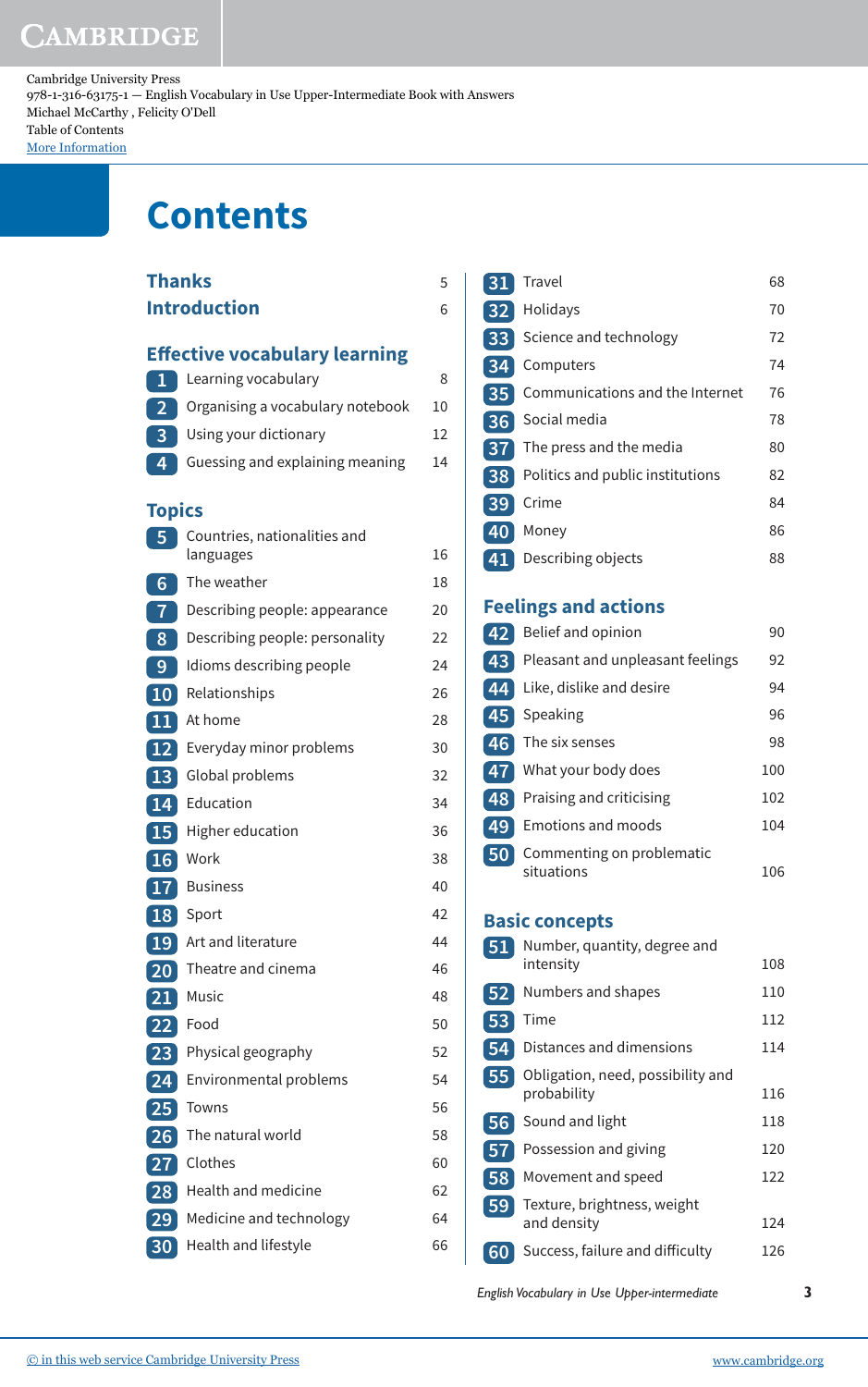Cambridge University Press
978-1-316-63175-1 — English Vocabulary in Use Upper-Intermediate Book with Answers
Michael McCarthy , Felicity O'Dell
Table of Contents
More Information

# Contents

**Thanks** 5
**Introduction** 6

## Effective vocabulary learning

1 Learning vocabulary 8
2 Organising a vocabulary notebook 10
3 Using your dictionary 12
4 Guessing and explaining meaning 14

## Topics

5 Countries, nationalities and languages 16
6 The weather 18
7 Describing people: appearance 20
8 Describing people: personality 22
9 Idioms describing people 24
10 Relationships 26
11 At home 28
12 Everyday minor problems 30
13 Global problems 32
14 Education 34
15 Higher education 36
16 Work 38
17 Business 40
18 Sport 42
19 Art and literature 44
20 Theatre and cinema 46
21 Music 48
22 Food 50
23 Physical geography 52
24 Environmental problems 54
25 Towns 56
26 The natural world 58
27 Clothes 60
28 Health and medicine 62
29 Medicine and technology 64
30 Health and lifestyle 66
31 Travel 68
32 Holidays 70
33 Science and technology 72
34 Computers 74
35 Communications and the Internet 76
36 Social media 78
37 The press and the media 80
38 Politics and public institutions 82
39 Crime 84
40 Money 86
41 Describing objects 88

## Feelings and actions

42 Belief and opinion 90
43 Pleasant and unpleasant feelings 92
44 Like, dislike and desire 94
45 Speaking 96
46 The six senses 98
47 What your body does 100
48 Praising and criticising 102
49 Emotions and moods 104
50 Commenting on problematic situations 106

## Basic concepts

51 Number, quantity, degree and intensity 108
52 Numbers and shapes 110
53 Time 112
54 Distances and dimensions 114
55 Obligation, need, possibility and probability 116
56 Sound and light 118
57 Possession and giving 120
58 Movement and speed 122
59 Texture, brightness, weight and density 124
60 Success, failure and difficulty 126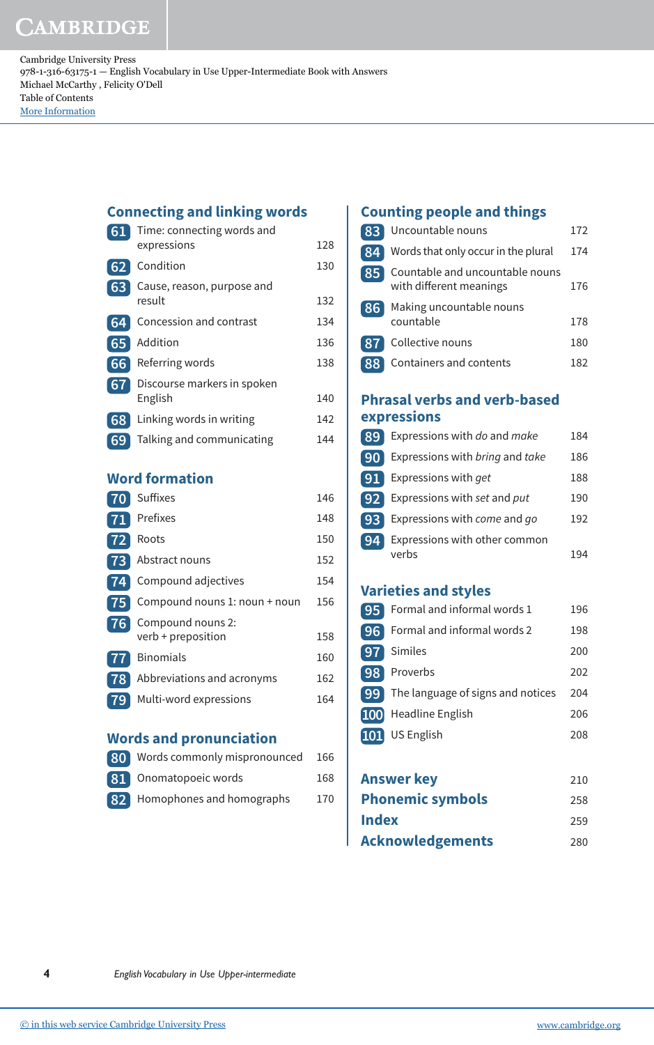Cambridge University Press
978-1-316-63175-1 — English Vocabulary in Use Upper-Intermediate Book with Answers
Michael McCarthy , Felicity O'Dell
Table of Contents
More Information

## Connecting and linking words

| | | |
|---|---|---|
| 61 | Time: connecting words and expressions | 128 |
| 62 | Condition | 130 |
| 63 | Cause, reason, purpose and result | 132 |
| 64 | Concession and contrast | 134 |
| 65 | Addition | 136 |
| 66 | Referring words | 138 |
| 67 | Discourse markers in spoken English | 140 |
| 68 | Linking words in writing | 142 |
| 69 | Talking and communicating | 144 |

## Word formation

| | | |
|---|---|---|
| 70 | Suffixes | 146 |
| 71 | Prefixes | 148 |
| 72 | Roots | 150 |
| 73 | Abstract nouns | 152 |
| 74 | Compound adjectives | 154 |
| 75 | Compound nouns 1: noun + noun | 156 |
| 76 | Compound nouns 2: verb + preposition | 158 |
| 77 | Binomials | 160 |
| 78 | Abbreviations and acronyms | 162 |
| 79 | Multi-word expressions | 164 |

## Words and pronunciation

| | | |
|---|---|---|
| 80 | Words commonly mispronounced | 166 |
| 81 | Onomatopoeic words | 168 |
| 82 | Homophones and homographs | 170 |

## Counting people and things

| | | |
|---|---|---|
| 83 | Uncountable nouns | 172 |
| 84 | Words that only occur in the plural | 174 |
| 85 | Countable and uncountable nouns with different meanings | 176 |
| 86 | Making uncountable nouns countable | 178 |
| 87 | Collective nouns | 180 |
| 88 | Containers and contents | 182 |

## Phrasal verbs and verb-based expressions

| | | |
|---|---|---|
| 89 | Expressions with *do* and *make* | 184 |
| 90 | Expressions with *bring* and *take* | 186 |
| 91 | Expressions with *get* | 188 |
| 92 | Expressions with *set* and *put* | 190 |
| 93 | Expressions with *come* and *go* | 192 |
| 94 | Expressions with other common verbs | 194 |

## Varieties and styles

| | | |
|---|---|---|
| 95 | Formal and informal words 1 | 196 |
| 96 | Formal and informal words 2 | 198 |
| 97 | Similes | 200 |
| 98 | Proverbs | 202 |
| 99 | The language of signs and notices | 204 |
| 100 | Headline English | 206 |
| 101 | US English | 208 |

## Answer key 210

## Phonemic symbols 258

## Index 259

## Acknowledgements 280

© in this web service Cambridge University Press www.cambridge.org